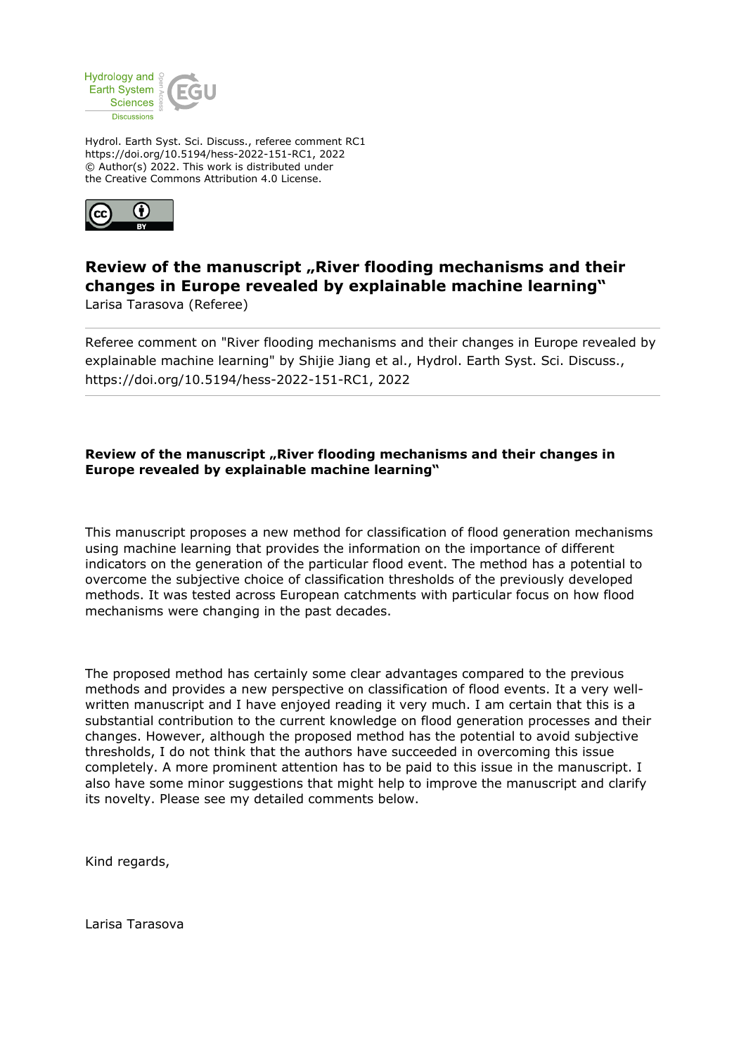Hydrol. Earth Syst. Sci. Discuss., referee comment RC1
https://doi.org/10.5194/hess-2022-151-RC1, 2022
© Author(s) 2022. This work is distributed under
the Creative Commons Attribution 4.0 License.

# Review of the manuscript „River flooding mechanisms and their changes in Europe revealed by explainable machine learning"

Larisa Tarasova (Referee)

Referee comment on "River flooding mechanisms and their changes in Europe revealed by explainable machine learning" by Shijie Jiang et al., Hydrol. Earth Syst. Sci. Discuss., https://doi.org/10.5194/hess-2022-151-RC1, 2022

**Review of the manuscript „River flooding mechanisms and their changes in Europe revealed by explainable machine learning"**

This manuscript proposes a new method for classification of flood generation mechanisms using machine learning that provides the information on the importance of different indicators on the generation of the particular flood event. The method has a potential to overcome the subjective choice of classification thresholds of the previously developed methods. It was tested across European catchments with particular focus on how flood mechanisms were changing in the past decades.

The proposed method has certainly some clear advantages compared to the previous methods and provides a new perspective on classification of flood events. It a very well-written manuscript and I have enjoyed reading it very much. I am certain that this is a substantial contribution to the current knowledge on flood generation processes and their changes. However, although the proposed method has the potential to avoid subjective thresholds, I do not think that the authors have succeeded in overcoming this issue completely. A more prominent attention has to be paid to this issue in the manuscript. I also have some minor suggestions that might help to improve the manuscript and clarify its novelty. Please see my detailed comments below.

Kind regards,

Larisa Tarasova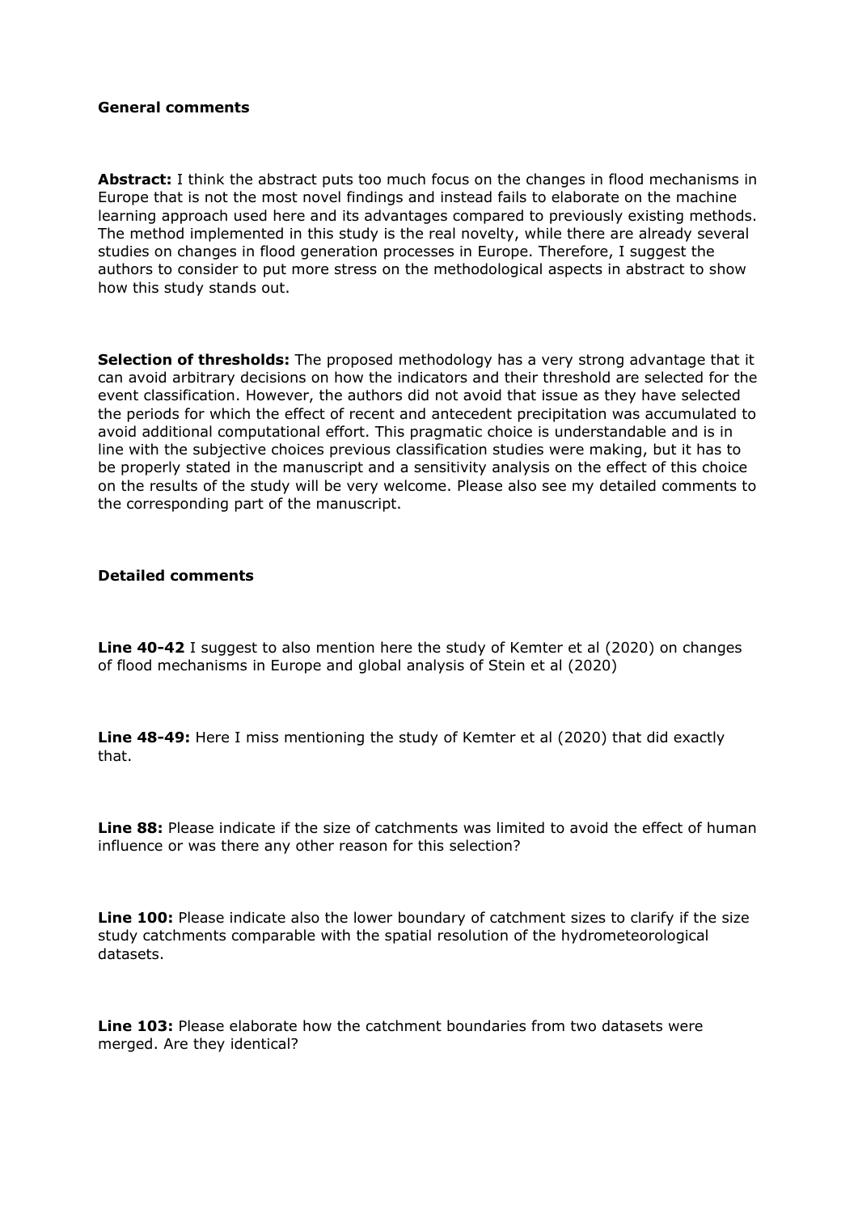**General comments**

**Abstract:** I think the abstract puts too much focus on the changes in flood mechanisms in Europe that is not the most novel findings and instead fails to elaborate on the machine learning approach used here and its advantages compared to previously existing methods. The method implemented in this study is the real novelty, while there are already several studies on changes in flood generation processes in Europe. Therefore, I suggest the authors to consider to put more stress on the methodological aspects in abstract to show how this study stands out.

**Selection of thresholds:** The proposed methodology has a very strong advantage that it can avoid arbitrary decisions on how the indicators and their threshold are selected for the event classification. However, the authors did not avoid that issue as they have selected the periods for which the effect of recent and antecedent precipitation was accumulated to avoid additional computational effort. This pragmatic choice is understandable and is in line with the subjective choices previous classification studies were making, but it has to be properly stated in the manuscript and a sensitivity analysis on the effect of this choice on the results of the study will be very welcome. Please also see my detailed comments to the corresponding part of the manuscript.

**Detailed comments**

**Line 40-42** I suggest to also mention here the study of Kemter et al (2020) on changes of flood mechanisms in Europe and global analysis of Stein et al (2020)

**Line 48-49:** Here I miss mentioning the study of Kemter et al (2020) that did exactly that.

**Line 88:** Please indicate if the size of catchments was limited to avoid the effect of human influence or was there any other reason for this selection?

**Line 100:** Please indicate also the lower boundary of catchment sizes to clarify if the size study catchments comparable with the spatial resolution of the hydrometeorological datasets.

**Line 103:** Please elaborate how the catchment boundaries from two datasets were merged. Are they identical?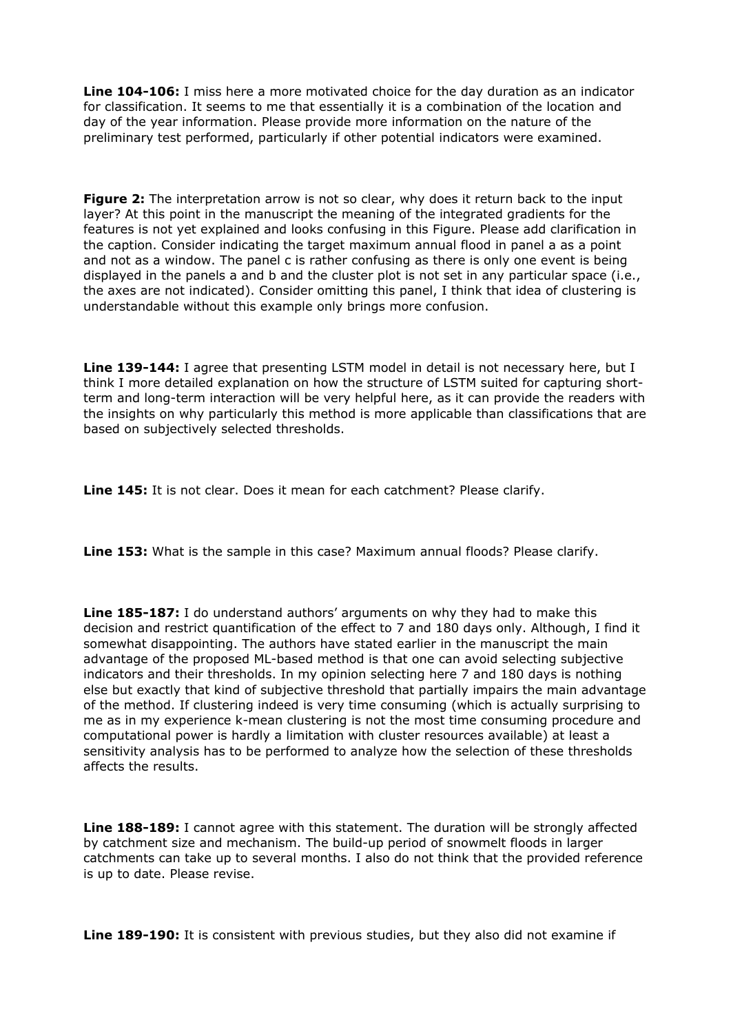**Line 104-106:** I miss here a more motivated choice for the day duration as an indicator for classification. It seems to me that essentially it is a combination of the location and day of the year information. Please provide more information on the nature of the preliminary test performed, particularly if other potential indicators were examined.

**Figure 2:** The interpretation arrow is not so clear, why does it return back to the input layer? At this point in the manuscript the meaning of the integrated gradients for the features is not yet explained and looks confusing in this Figure. Please add clarification in the caption. Consider indicating the target maximum annual flood in panel a as a point and not as a window. The panel c is rather confusing as there is only one event is being displayed in the panels a and b and the cluster plot is not set in any particular space (i.e., the axes are not indicated). Consider omitting this panel, I think that idea of clustering is understandable without this example only brings more confusion.

**Line 139-144:** I agree that presenting LSTM model in detail is not necessary here, but I think I more detailed explanation on how the structure of LSTM suited for capturing short-term and long-term interaction will be very helpful here, as it can provide the readers with the insights on why particularly this method is more applicable than classifications that are based on subjectively selected thresholds.

**Line 145:** It is not clear. Does it mean for each catchment? Please clarify.

**Line 153:** What is the sample in this case? Maximum annual floods? Please clarify.

**Line 185-187:** I do understand authors' arguments on why they had to make this decision and restrict quantification of the effect to 7 and 180 days only. Although, I find it somewhat disappointing. The authors have stated earlier in the manuscript the main advantage of the proposed ML-based method is that one can avoid selecting subjective indicators and their thresholds. In my opinion selecting here 7 and 180 days is nothing else but exactly that kind of subjective threshold that partially impairs the main advantage of the method. If clustering indeed is very time consuming (which is actually surprising to me as in my experience k-mean clustering is not the most time consuming procedure and computational power is hardly a limitation with cluster resources available) at least a sensitivity analysis has to be performed to analyze how the selection of these thresholds affects the results.

**Line 188-189:** I cannot agree with this statement. The duration will be strongly affected by catchment size and mechanism. The build-up period of snowmelt floods in larger catchments can take up to several months. I also do not think that the provided reference is up to date. Please revise.

**Line 189-190:** It is consistent with previous studies, but they also did not examine if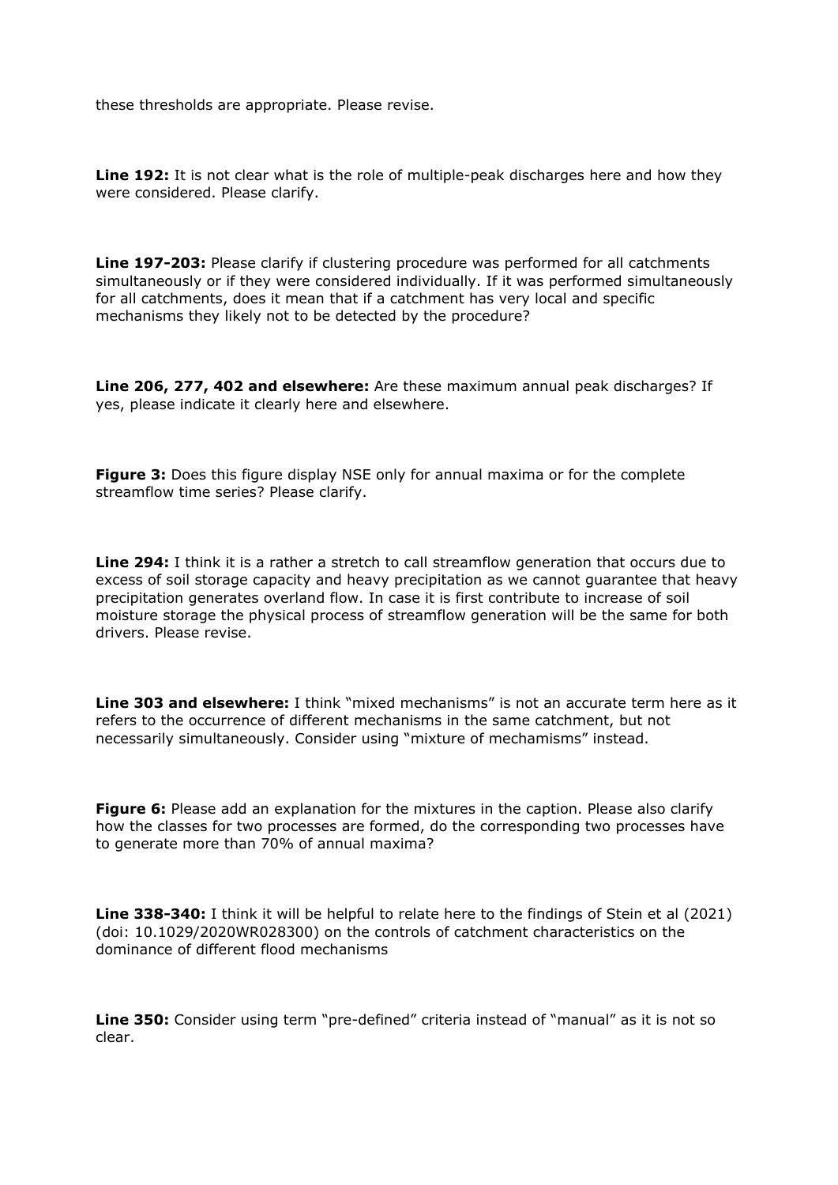these thresholds are appropriate. Please revise.

**Line 192:** It is not clear what is the role of multiple-peak discharges here and how they were considered. Please clarify.

**Line 197-203:** Please clarify if clustering procedure was performed for all catchments simultaneously or if they were considered individually. If it was performed simultaneously for all catchments, does it mean that if a catchment has very local and specific mechanisms they likely not to be detected by the procedure?

**Line 206, 277, 402 and elsewhere:** Are these maximum annual peak discharges? If yes, please indicate it clearly here and elsewhere.

**Figure 3:** Does this figure display NSE only for annual maxima or for the complete streamflow time series? Please clarify.

**Line 294:** I think it is a rather a stretch to call streamflow generation that occurs due to excess of soil storage capacity and heavy precipitation as we cannot guarantee that heavy precipitation generates overland flow. In case it is first contribute to increase of soil moisture storage the physical process of streamflow generation will be the same for both drivers. Please revise.

**Line 303 and elsewhere:** I think "mixed mechanisms" is not an accurate term here as it refers to the occurrence of different mechanisms in the same catchment, but not necessarily simultaneously. Consider using "mixture of mechamisms" instead.

**Figure 6:** Please add an explanation for the mixtures in the caption. Please also clarify how the classes for two processes are formed, do the corresponding two processes have to generate more than 70% of annual maxima?

**Line 338-340:** I think it will be helpful to relate here to the findings of Stein et al (2021) (doi: 10.1029/2020WR028300) on the controls of catchment characteristics on the dominance of different flood mechanisms

**Line 350:** Consider using term "pre-defined" criteria instead of "manual" as it is not so clear.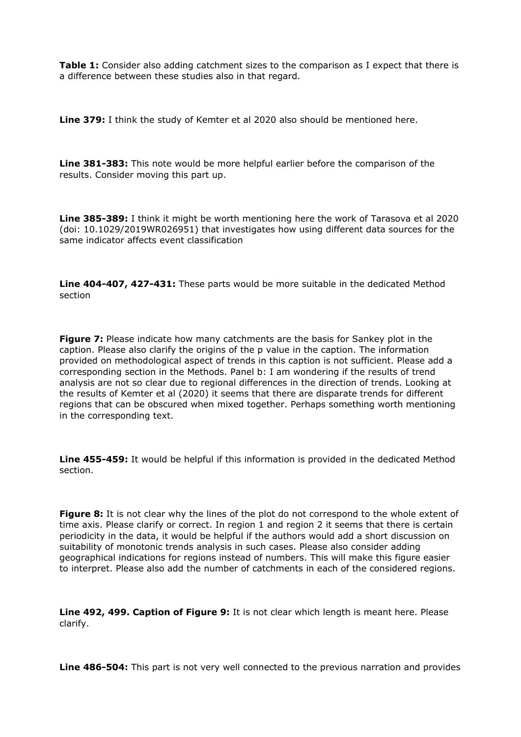**Table 1:** Consider also adding catchment sizes to the comparison as I expect that there is a difference between these studies also in that regard.

**Line 379:** I think the study of Kemter et al 2020 also should be mentioned here.

**Line 381-383:** This note would be more helpful earlier before the comparison of the results. Consider moving this part up.

**Line 385-389:** I think it might be worth mentioning here the work of Tarasova et al 2020 (doi: 10.1029/2019WR026951) that investigates how using different data sources for the same indicator affects event classification

**Line 404-407, 427-431:** These parts would be more suitable in the dedicated Method section

**Figure 7:** Please indicate how many catchments are the basis for Sankey plot in the caption. Please also clarify the origins of the p value in the caption. The information provided on methodological aspect of trends in this caption is not sufficient. Please add a corresponding section in the Methods. Panel b: I am wondering if the results of trend analysis are not so clear due to regional differences in the direction of trends. Looking at the results of Kemter et al (2020) it seems that there are disparate trends for different regions that can be obscured when mixed together. Perhaps something worth mentioning in the corresponding text.

**Line 455-459:** It would be helpful if this information is provided in the dedicated Method section.

**Figure 8:** It is not clear why the lines of the plot do not correspond to the whole extent of time axis. Please clarify or correct. In region 1 and region 2 it seems that there is certain periodicity in the data, it would be helpful if the authors would add a short discussion on suitability of monotonic trends analysis in such cases. Please also consider adding geographical indications for regions instead of numbers. This will make this figure easier to interpret. Please also add the number of catchments in each of the considered regions.

**Line 492, 499. Caption of Figure 9:** It is not clear which length is meant here. Please clarify.

**Line 486-504:** This part is not very well connected to the previous narration and provides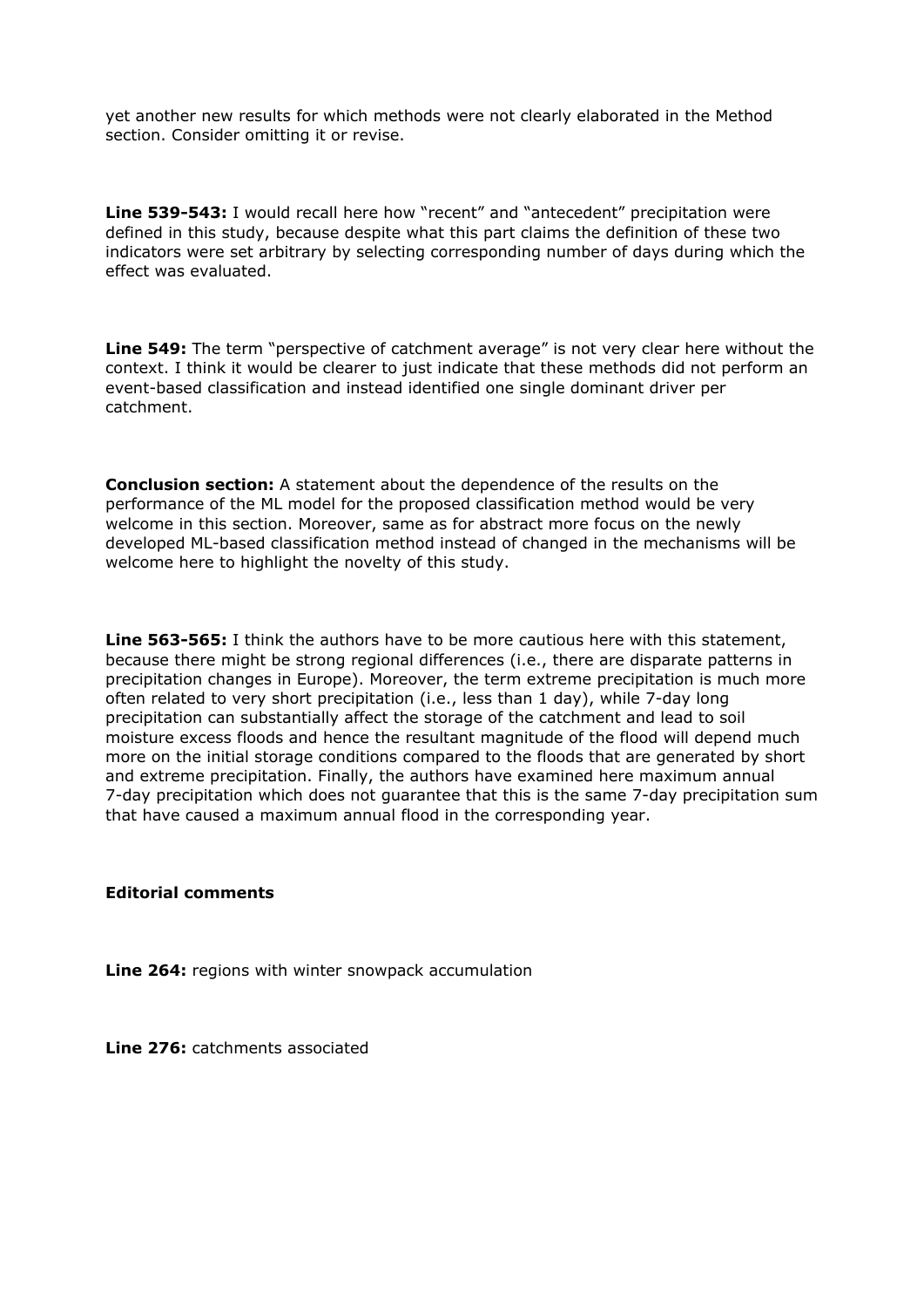yet another new results for which methods were not clearly elaborated in the Method section. Consider omitting it or revise.

**Line 539-543:** I would recall here how "recent" and "antecedent" precipitation were defined in this study, because despite what this part claims the definition of these two indicators were set arbitrary by selecting corresponding number of days during which the effect was evaluated.

**Line 549:** The term "perspective of catchment average" is not very clear here without the context. I think it would be clearer to just indicate that these methods did not perform an event-based classification and instead identified one single dominant driver per catchment.

**Conclusion section:** A statement about the dependence of the results on the performance of the ML model for the proposed classification method would be very welcome in this section. Moreover, same as for abstract more focus on the newly developed ML-based classification method instead of changed in the mechanisms will be welcome here to highlight the novelty of this study.

**Line 563-565:** I think the authors have to be more cautious here with this statement, because there might be strong regional differences (i.e., there are disparate patterns in precipitation changes in Europe). Moreover, the term extreme precipitation is much more often related to very short precipitation (i.e., less than 1 day), while 7-day long precipitation can substantially affect the storage of the catchment and lead to soil moisture excess floods and hence the resultant magnitude of the flood will depend much more on the initial storage conditions compared to the floods that are generated by short and extreme precipitation. Finally, the authors have examined here maximum annual 7-day precipitation which does not guarantee that this is the same 7-day precipitation sum that have caused a maximum annual flood in the corresponding year.

**Editorial comments**

**Line 264:** regions with winter snowpack accumulation

**Line 276:** catchments associated